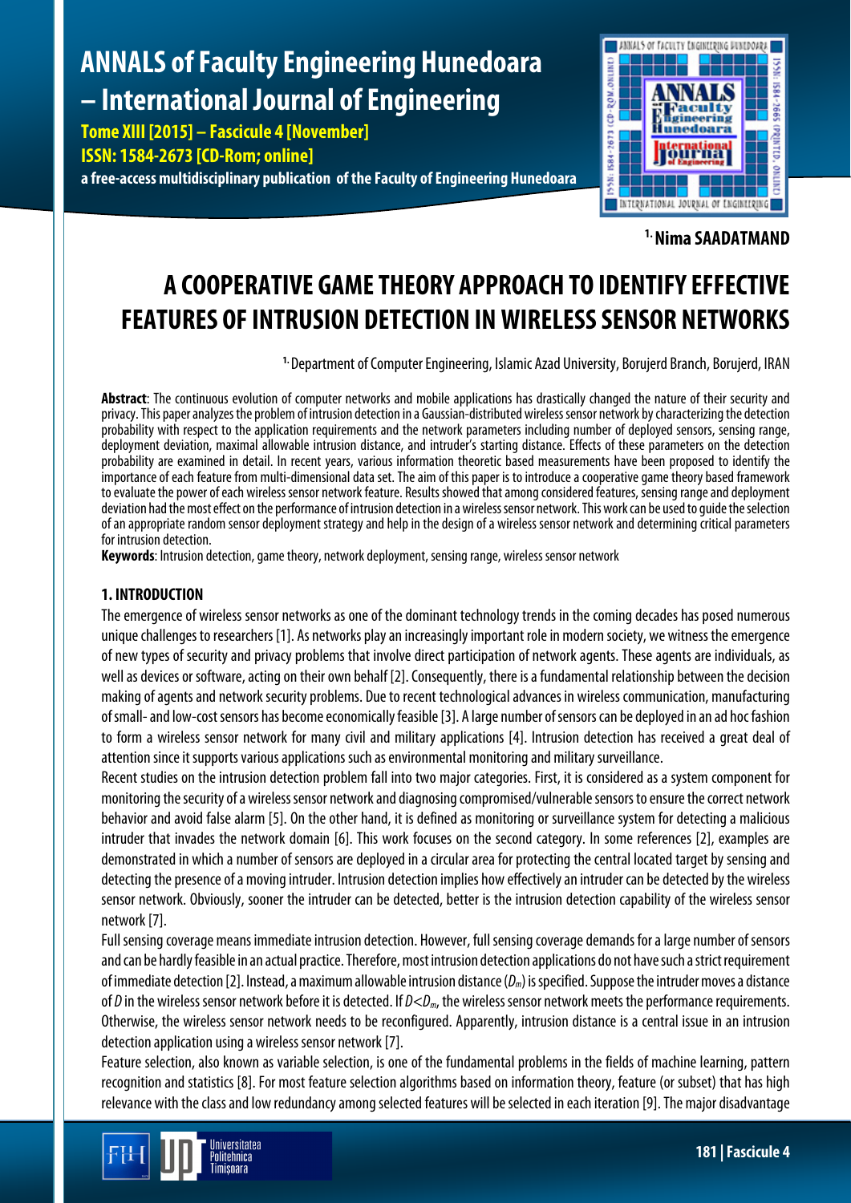# A COOPERATIVE GAME THEORY APPROACH TO IDENTIFY EFFECTIVE FEATURES OF INTRUSION DETECTION IN WIRELESS SENSOR NETWORKS

[1.] Nima SAADATMAND

[1.] Department of Computer Engineering, Islamic Azad University, Borujerd Branch, Borujerd, IRAN

**Abstract**: The continuous evolution of computer networks and mobile applications has drastically changed the nature of their security and privacy. This paper analyzes the problem of intrusion detection in a Gaussian-distributed wireless sensor network by characterizing the detection probability with respect to the application requirements and the network parameters including number of deployed sensors, sensing range, deployment deviation, maximal allowable intrusion distance, and intruder's starting distance. Effects of these parameters on the detection probability are examined in detail. In recent years, various information theoretic based measurements have been proposed to identify the importance of each feature from multi-dimensional data set. The aim of this paper is to introduce a cooperative game theory based framework to evaluate the power of each wireless sensor network feature. Results showed that among considered features, sensing range and deployment deviation had the most effect on the performance of intrusion detection in a wireless sensor network. This work can be used to guide the selection of an appropriate random sensor deployment strategy and help in the design of a wireless sensor network and determining critical parameters for intrusion detection.

**Keywords**: Intrusion detection, game theory, network deployment, sensing range, wireless sensor network

## 1. INTRODUCTION

The emergence of wireless sensor networks as one of the dominant technology trends in the coming decades has posed numerous unique challenges to researchers [1]. As networks play an increasingly important role in modern society, we witness the emergence of new types of security and privacy problems that involve direct participation of network agents. These agents are individuals, as well as devices or software, acting on their own behalf [2]. Consequently, there is a fundamental relationship between the decision making of agents and network security problems. Due to recent technological advances in wireless communication, manufacturing of small- and low-cost sensors has become economically feasible [3]. A large number of sensors can be deployed in an ad hoc fashion to form a wireless sensor network for many civil and military applications [4]. Intrusion detection has received a great deal of attention since it supports various applications such as environmental monitoring and military surveillance.

Recent studies on the intrusion detection problem fall into two major categories. First, it is considered as a system component for monitoring the security of a wireless sensor network and diagnosing compromised/vulnerable sensors to ensure the correct network behavior and avoid false alarm [5]. On the other hand, it is defined as monitoring or surveillance system for detecting a malicious intruder that invades the network domain [6]. This work focuses on the second category. In some references [2], examples are demonstrated in which a number of sensors are deployed in a circular area for protecting the central located target by sensing and detecting the presence of a moving intruder. Intrusion detection implies how effectively an intruder can be detected by the wireless sensor network. Obviously, sooner the intruder can be detected, better is the intrusion detection capability of the wireless sensor network [7].

Full sensing coverage means immediate intrusion detection. However, full sensing coverage demands for a large number of sensors and can be hardly feasible in an actual practice. Therefore, most intrusion detection applications do not have such a strict requirement of immediate detection [2]. Instead, a maximum allowable intrusion distance ($D_m$) is specified. Suppose the intruder moves a distance of $D$ in the wireless sensor network before it is detected. If $D<D_m$, the wireless sensor network meets the performance requirements. Otherwise, the wireless sensor network needs to be reconfigured. Apparently, intrusion distance is a central issue in an intrusion detection application using a wireless sensor network [7].

Feature selection, also known as variable selection, is one of the fundamental problems in the fields of machine learning, pattern recognition and statistics [8]. For most feature selection algorithms based on information theory, feature (or subset) that has high relevance with the class and low redundancy among selected features will be selected in each iteration [9]. The major disadvantage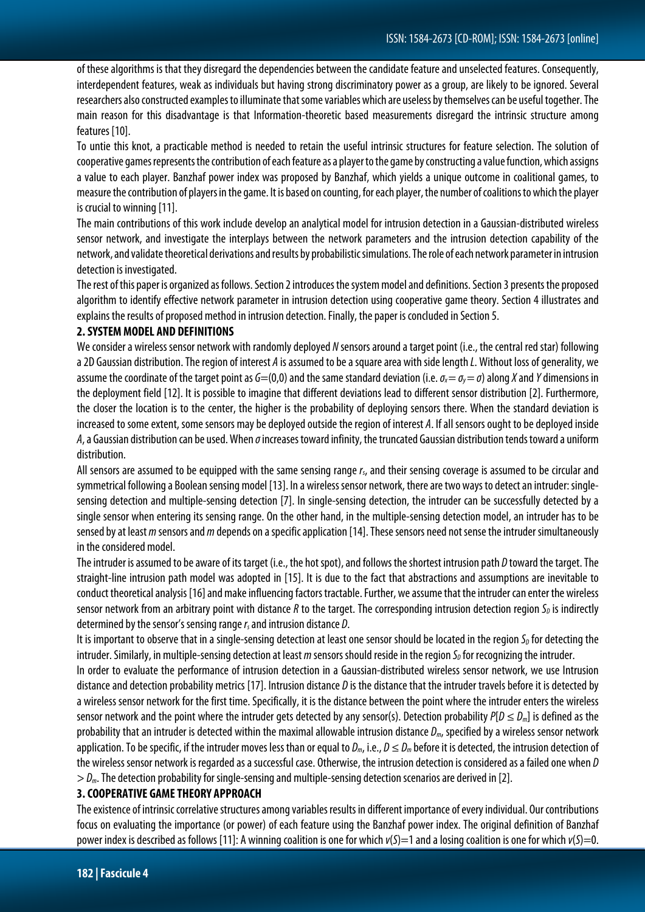of these algorithms is that they disregard the dependencies between the candidate feature and unselected features. Consequently, interdependent features, weak as individuals but having strong discriminatory power as a group, are likely to be ignored. Several researchers also constructed examples to illuminate that some variables which are useless by themselves can be useful together. The main reason for this disadvantage is that Information-theoretic based measurements disregard the intrinsic structure among features [10].

To untie this knot, a practicable method is needed to retain the useful intrinsic structures for feature selection. The solution of cooperative games represents the contribution of each feature as a player to the game by constructing a value function, which assigns a value to each player. Banzhaf power index was proposed by Banzhaf, which yields a unique outcome in coalitional games, to measure the contribution of players in the game. It is based on counting, for each player, the number of coalitions to which the player is crucial to winning [11].

The main contributions of this work include develop an analytical model for intrusion detection in a Gaussian-distributed wireless sensor network, and investigate the interplays between the network parameters and the intrusion detection capability of the network, and validate theoretical derivations and results by probabilistic simulations. The role of each network parameter in intrusion detection is investigated.

The rest of this paper is organized as follows. Section 2 introduces the system model and definitions. Section 3 presents the proposed algorithm to identify effective network parameter in intrusion detection using cooperative game theory. Section 4 illustrates and explains the results of proposed method in intrusion detection. Finally, the paper is concluded in Section 5.

## 2. SYSTEM MODEL AND DEFINITIONS

We consider a wireless sensor network with randomly deployed $N$ sensors around a target point (i.e., the central red star) following a 2D Gaussian distribution. The region of interest $A$ is assumed to be a square area with side length $L$. Without loss of generality, we assume the coordinate of the target point as $G=(0,0)$ and the same standard deviation (i.e. $\sigma_x = \sigma_y = \sigma$) along $X$ and $Y$ dimensions in the deployment field [12]. It is possible to imagine that different deviations lead to different sensor distribution [2]. Furthermore, the closer the location is to the center, the higher is the probability of deploying sensors there. When the standard deviation is increased to some extent, some sensors may be deployed outside the region of interest $A$. If all sensors ought to be deployed inside $A$, a Gaussian distribution can be used. When $\sigma$ increases toward infinity, the truncated Gaussian distribution tends toward a uniform distribution.

All sensors are assumed to be equipped with the same sensing range $r_s$, and their sensing coverage is assumed to be circular and symmetrical following a Boolean sensing model [13]. In a wireless sensor network, there are two ways to detect an intruder: single-sensing detection and multiple-sensing detection [7]. In single-sensing detection, the intruder can be successfully detected by a single sensor when entering its sensing range. On the other hand, in the multiple-sensing detection model, an intruder has to be sensed by at least $m$ sensors and $m$ depends on a specific application [14]. These sensors need not sense the intruder simultaneously in the considered model.

The intruder is assumed to be aware of its target (i.e., the hot spot), and follows the shortest intrusion path $D$ toward the target. The straight-line intrusion path model was adopted in [15]. It is due to the fact that abstractions and assumptions are inevitable to conduct theoretical analysis [16] and make influencing factors tractable. Further, we assume that the intruder can enter the wireless sensor network from an arbitrary point with distance $R$ to the target. The corresponding intrusion detection region $S_D$ is indirectly determined by the sensor's sensing range $r_s$ and intrusion distance $D$.

It is important to observe that in a single-sensing detection at least one sensor should be located in the region $S_D$ for detecting the intruder. Similarly, in multiple-sensing detection at least $m$ sensors should reside in the region $S_D$ for recognizing the intruder.

In order to evaluate the performance of intrusion detection in a Gaussian-distributed wireless sensor network, we use Intrusion distance and detection probability metrics [17]. Intrusion distance $D$ is the distance that the intruder travels before it is detected by a wireless sensor network for the first time. Specifically, it is the distance between the point where the intruder enters the wireless sensor network and the point where the intruder gets detected by any sensor(s). Detection probability $P[D \leq D_m]$ is defined as the probability that an intruder is detected within the maximal allowable intrusion distance $D_m$, specified by a wireless sensor network application. To be specific, if the intruder moves less than or equal to $D_m$, i.e., $D \leq D_m$ before it is detected, the intrusion detection of the wireless sensor network is regarded as a successful case. Otherwise, the intrusion detection is considered as a failed one when $D > D_m$. The detection probability for single-sensing and multiple-sensing detection scenarios are derived in [2].

## 3. COOPERATIVE GAME THEORY APPROACH

The existence of intrinsic correlative structures among variables results in different importance of every individual. Our contributions focus on evaluating the importance (or power) of each feature using the Banzhaf power index. The original definition of Banzhaf power index is described as follows [11]: A winning coalition is one for which $v(S)=1$ and a losing coalition is one for which $v(S)=0$.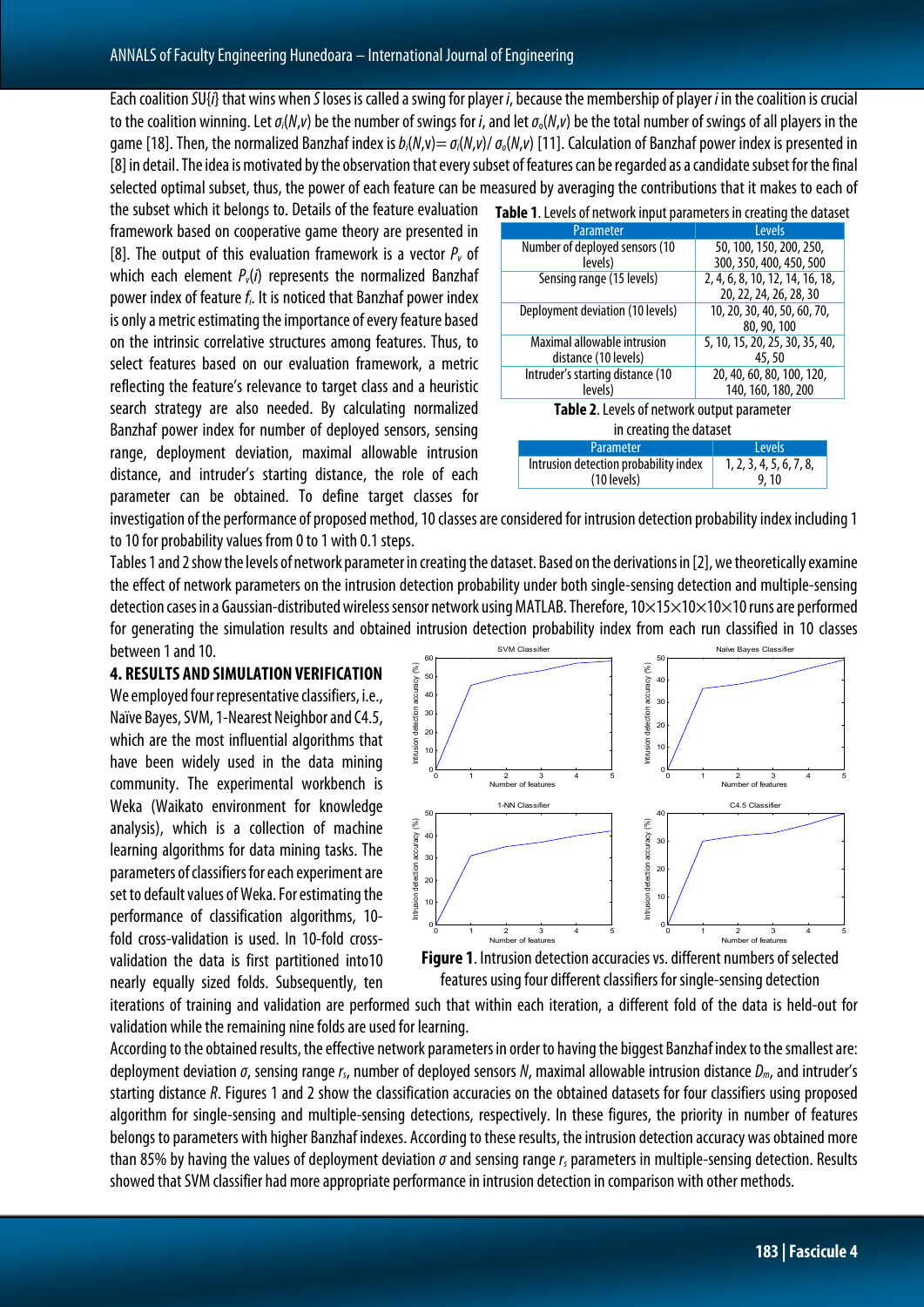Each coalition $S\cup\{i\}$ that wins when $S$ loses is called a swing for player $i$, because the membership of player $i$ in the coalition is crucial to the coalition winning. Let $\sigma_i(N,v)$ be the number of swings for $i$, and let $\sigma_o(N,v)$ be the total number of swings of all players in the game [18]. Then, the normalized Banzhaf index is $b_i(N,v)=\sigma_i(N,v)/\sigma_o(N,v)$ [11]. Calculation of Banzhaf power index is presented in [8] in detail. The idea is motivated by the observation that every subset of features can be regarded as a candidate subset for the final selected optimal subset, thus, the power of each feature can be measured by averaging the contributions that it makes to each of the subset which it belongs to. Details of the feature evaluation framework based on cooperative game theory are presented in [8]. The output of this evaluation framework is a vector $P_v$ of which each element $P_v(i)$ represents the normalized Banzhaf power index of feature $f_i$. It is noticed that Banzhaf power index is only a metric estimating the importance of every feature based on the intrinsic correlative structures among features. Thus, to select features based on our evaluation framework, a metric reflecting the feature's relevance to target class and a heuristic search strategy are also needed. By calculating normalized Banzhaf power index for number of deployed sensors, sensing range, deployment deviation, maximal allowable intrusion distance, and intruder's starting distance, the role of each parameter can be obtained. To define target classes for investigation of the performance of proposed method, 10 classes are considered for intrusion detection probability index including 1 to 10 for probability values from 0 to 1 with 0.1 steps.

**Table 1**. Levels of network input parameters in creating the dataset

| Parameter | Levels |
|---|---|
| Number of deployed sensors (10 levels) | 50, 100, 150, 200, 250, 300, 350, 400, 450, 500 |
| Sensing range (15 levels) | 2, 4, 6, 8, 10, 12, 14, 16, 18, 20, 22, 24, 26, 28, 30 |
| Deployment deviation (10 levels) | 10, 20, 30, 40, 50, 60, 70, 80, 90, 100 |
| Maximal allowable intrusion distance (10 levels) | 5, 10, 15, 20, 25, 30, 35, 40, 45, 50 |
| Intruder's starting distance (10 levels) | 20, 40, 60, 80, 100, 120, 140, 160, 180, 200 |

**Table 2**. Levels of network output parameter in creating the dataset

| Parameter | Levels |
|---|---|
| Intrusion detection probability index (10 levels) | 1, 2, 3, 4, 5, 6, 7, 8, 9, 10 |

Tables 1 and 2 show the levels of network parameter in creating the dataset. Based on the derivations in [2], we theoretically examine the effect of network parameters on the intrusion detection probability under both single-sensing detection and multiple-sensing detection cases in a Gaussian-distributed wireless sensor network using MATLAB. Therefore, $10\times15\times10\times10\times10$ runs are performed for generating the simulation results and obtained intrusion detection probability index from each run classified in 10 classes between 1 and 10.

## 4. RESULTS AND SIMULATION VERIFICATION

We employed four representative classifiers, i.e., Naïve Bayes, SVM, 1-Nearest Neighbor and C4.5, which are the most influential algorithms that have been widely used in the data mining community. The experimental workbench is Weka (Waikato environment for knowledge analysis), which is a collection of machine learning algorithms for data mining tasks. The parameters of classifiers for each experiment are set to default values of Weka. For estimating the performance of classification algorithms, 10-fold cross-validation is used. In 10-fold cross-validation the data is first partitioned into10 nearly equally sized folds. Subsequently, ten iterations of training and validation are performed such that within each iteration, a different fold of the data is held-out for validation while the remaining nine folds are used for learning.

**Figure 1**. Intrusion detection accuracies vs. different numbers of selected features using four different classifiers for single-sensing detection

According to the obtained results, the effective network parameters in order to having the biggest Banzhaf index to the smallest are: deployment deviation $\sigma$, sensing range $r_s$, number of deployed sensors $N$, maximal allowable intrusion distance $D_m$, and intruder's starting distance $R$. Figures 1 and 2 show the classification accuracies on the obtained datasets for four classifiers using proposed algorithm for single-sensing and multiple-sensing detections, respectively. In these figures, the priority in number of features belongs to parameters with higher Banzhaf indexes. According to these results, the intrusion detection accuracy was obtained more than 85% by having the values of deployment deviation $\sigma$ and sensing range $r_s$ parameters in multiple-sensing detection. Results showed that SVM classifier had more appropriate performance in intrusion detection in comparison with other methods.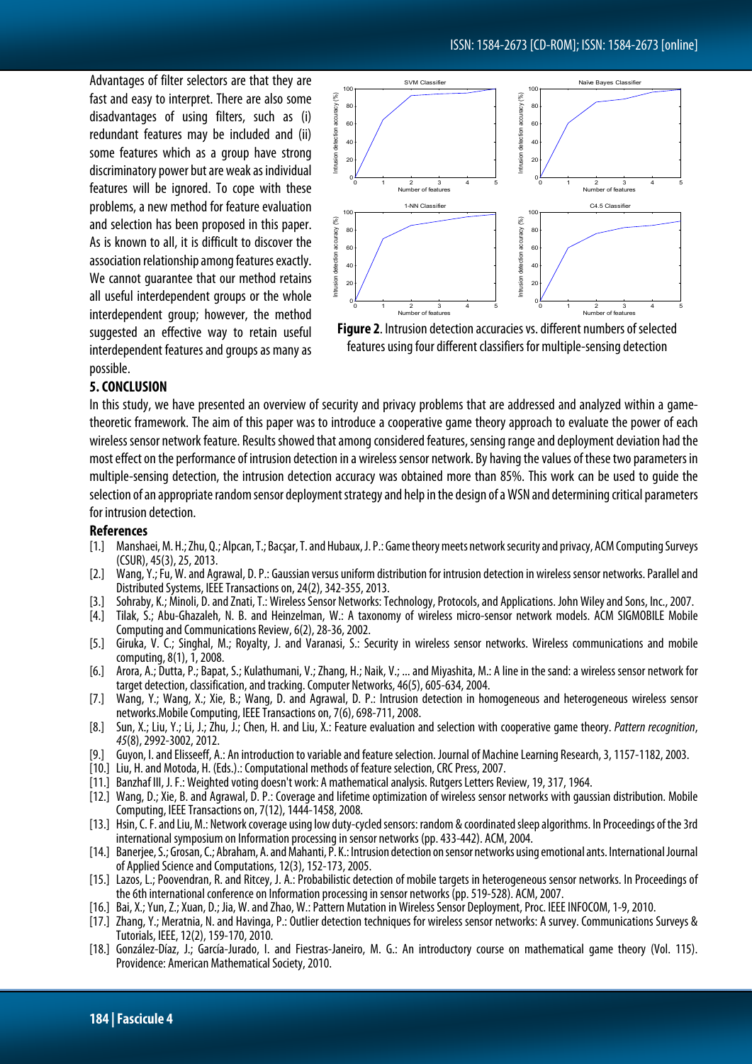Advantages of filter selectors are that they are fast and easy to interpret. There are also some disadvantages of using filters, such as (i) redundant features may be included and (ii) some features which as a group have strong discriminatory power but are weak as individual features will be ignored. To cope with these problems, a new method for feature evaluation and selection has been proposed in this paper. As is known to all, it is difficult to discover the association relationship among features exactly. We cannot guarantee that our method retains all useful interdependent groups or the whole interdependent group; however, the method suggested an effective way to retain useful interdependent features and groups as many as possible.

SVM Classifier
Naïve Bayes Classifier
1-NN Classifier
C4.5 Classifier
Intrusion detection accuracy (%)
Number of features
0 20 40 60 80 100
0 1 2 3 4 5

**Figure 2**. Intrusion detection accuracies vs. different numbers of selected features using four different classifiers for multiple-sensing detection

## 5. CONCLUSION

In this study, we have presented an overview of security and privacy problems that are addressed and analyzed within a game-theoretic framework. The aim of this paper was to introduce a cooperative game theory approach to evaluate the power of each wireless sensor network feature. Results showed that among considered features, sensing range and deployment deviation had the most effect on the performance of intrusion detection in a wireless sensor network. By having the values of these two parameters in multiple-sensing detection, the intrusion detection accuracy was obtained more than 85%. This work can be used to guide the selection of an appropriate random sensor deployment strategy and help in the design of a WSN and determining critical parameters for intrusion detection.

## References

[1.] Manshaei, M. H.; Zhu, Q.; Alpcan, T.; Bacşar, T. and Hubaux, J. P.: Game theory meets network security and privacy, ACM Computing Surveys (CSUR), 45(3), 25, 2013.

[2.] Wang, Y.; Fu, W. and Agrawal, D. P.: Gaussian versus uniform distribution for intrusion detection in wireless sensor networks. Parallel and Distributed Systems, IEEE Transactions on, 24(2), 342-355, 2013.

[3.] Sohraby, K.; Minoli, D. and Znati, T.: Wireless Sensor Networks: Technology, Protocols, and Applications. John Wiley and Sons, Inc., 2007.

[4.] Tilak, S.; Abu-Ghazaleh, N. B. and Heinzelman, W.: A taxonomy of wireless micro-sensor network models. ACM SIGMOBILE Mobile Computing and Communications Review, 6(2), 28-36, 2002.

[5.] Giruka, V. C.; Singhal, M.; Royalty, J. and Varanasi, S.: Security in wireless sensor networks. Wireless communications and mobile computing, 8(1), 1, 2008.

[6.] Arora, A.; Dutta, P.; Bapat, S.; Kulathumani, V.; Zhang, H.; Naik, V.; ... and Miyashita, M.: A line in the sand: a wireless sensor network for target detection, classification, and tracking. Computer Networks, 46(5), 605-634, 2004.

[7.] Wang, Y.; Wang, X.; Xie, B.; Wang, D. and Agrawal, D. P.: Intrusion detection in homogeneous and heterogeneous wireless sensor networks.Mobile Computing, IEEE Transactions on, 7(6), 698-711, 2008.

[8.] Sun, X.; Liu, Y.; Li, J.; Zhu, J.; Chen, H. and Liu, X.: Feature evaluation and selection with cooperative game theory. *Pattern recognition*, *45*(8), 2992-3002, 2012.

[9.] Guyon, I. and Elisseeff, A.: An introduction to variable and feature selection. Journal of Machine Learning Research, 3, 1157-1182, 2003.

[10.] Liu, H. and Motoda, H. (Eds.).: Computational methods of feature selection, CRC Press, 2007.

[11.] Banzhaf III, J. F.: Weighted voting doesn't work: A mathematical analysis. Rutgers Letters Review, 19, 317, 1964.

[12.] Wang, D.; Xie, B. and Agrawal, D. P.: Coverage and lifetime optimization of wireless sensor networks with gaussian distribution. Mobile Computing, IEEE Transactions on, 7(12), 1444-1458, 2008.

[13.] Hsin, C. F. and Liu, M.: Network coverage using low duty-cycled sensors: random & coordinated sleep algorithms. In Proceedings of the 3rd international symposium on Information processing in sensor networks (pp. 433-442). ACM, 2004.

[14.] Banerjee, S.; Grosan, C.; Abraham, A. and Mahanti, P. K.: Intrusion detection on sensor networks using emotional ants. International Journal of Applied Science and Computations, 12(3), 152-173, 2005.

[15.] Lazos, L.; Poovendran, R. and Ritcey, J. A.: Probabilistic detection of mobile targets in heterogeneous sensor networks. In Proceedings of the 6th international conference on Information processing in sensor networks (pp. 519-528). ACM, 2007.

[16.] Bai, X.; Yun, Z.; Xuan, D.; Jia, W. and Zhao, W.: Pattern Mutation in Wireless Sensor Deployment, Proc. IEEE INFOCOM, 1-9, 2010.

[17.] Zhang, Y.; Meratnia, N. and Havinga, P.: Outlier detection techniques for wireless sensor networks: A survey. Communications Surveys & Tutorials, IEEE, 12(2), 159-170, 2010.

[18.] González-Díaz, J.; García-Jurado, I. and Fiestras-Janeiro, M. G.: An introductory course on mathematical game theory (Vol. 115). Providence: American Mathematical Society, 2010.